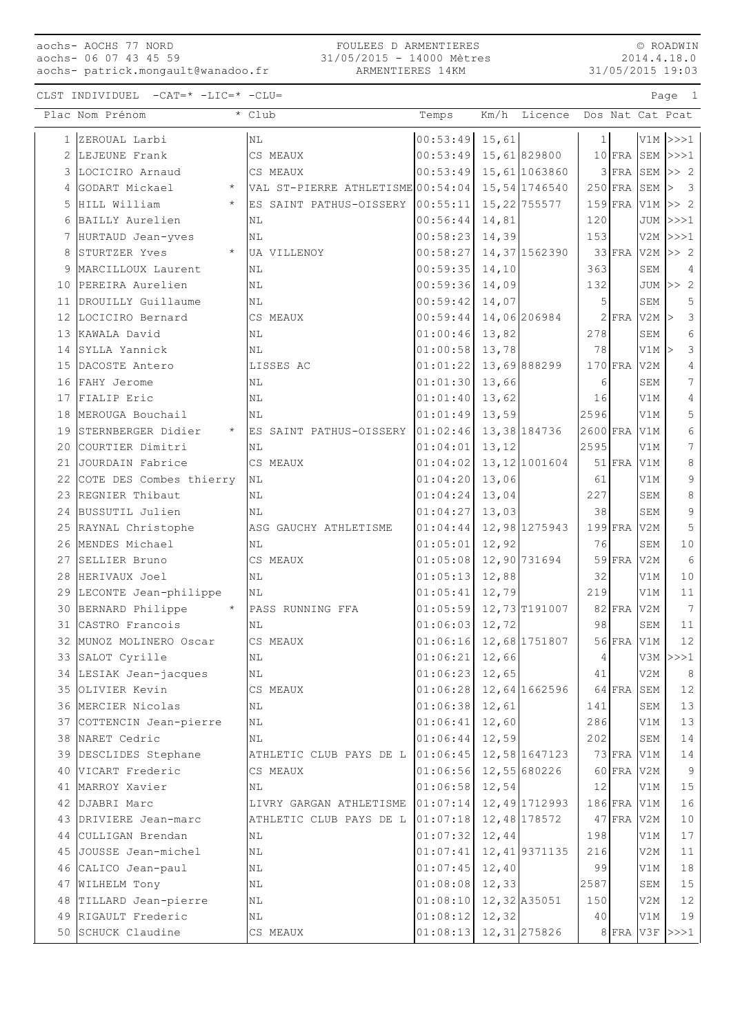aochs- AOCHS 77 NORD
aochs- 06 07 43 45 59
aochs- patrick.mongault@wanadoo.fr

FOULEES D ARMENTIERES
31/05/2015 - 14000 Mètres
ARMENTIERES 14KM

© ROADWIN
2014.4.18.0
31/05/2015 19:03

CLST INDIVIDUEL -CAT=* -LIC=* -CLU=

| Plac | Nom Prénom | * | Club | Temps | Km/h | Licence | Dos | Nat | Cat | Pcat |
|---|---|---|---|---|---|---|---|---|---|---|
| 1 | ZEROUAL Larbi | | NL | 00:53:49 | 15,61 | | 1 | | V1M | >>>1 |
| 2 | LEJEUNE Frank | | CS MEAUX | 00:53:49 | 15,61 | 829800 | 10 | FRA | SEM | >>>1 |
| 3 | LOCICIRO Arnaud | | CS MEAUX | 00:53:49 | 15,61 | 1063860 | 3 | FRA | SEM | >> 2 |
| 4 | GODART Mickael | * | VAL ST-PIERRE ATHLETISME | 00:54:04 | 15,54 | 1746540 | 250 | FRA | SEM | > 3 |
| 5 | HILL William | * | ES SAINT PATHUS-OISSERY | 00:55:11 | 15,22 | 755577 | 159 | FRA | V1M | >> 2 |
| 6 | BAILLY Aurelien | | NL | 00:56:44 | 14,81 | | 120 | | JUM | >>>1 |
| 7 | HURTAUD Jean-yves | | NL | 00:58:23 | 14,39 | | 153 | | V2M | >>>1 |
| 8 | STURTZER Yves | * | UA VILLENOY | 00:58:27 | 14,37 | 1562390 | 33 | FRA | V2M | >> 2 |
| 9 | MARCILLOUX Laurent | | NL | 00:59:35 | 14,10 | | 363 | | SEM | 4 |
| 10 | PEREIRA Aurelien | | NL | 00:59:36 | 14,09 | | 132 | | JUM | >> 2 |
| 11 | DROUILLY Guillaume | | NL | 00:59:42 | 14,07 | | 5 | | SEM | 5 |
| 12 | LOCICIRO Bernard | | CS MEAUX | 00:59:44 | 14,06 | 206984 | 2 | FRA | V2M | > 3 |
| 13 | KAWALA David | | NL | 01:00:46 | 13,82 | | 278 | | SEM | 6 |
| 14 | SYLLA Yannick | | NL | 01:00:58 | 13,78 | | 78 | | V1M | > 3 |
| 15 | DACOSTE Antero | | LISSES AC | 01:01:22 | 13,69 | 888299 | 170 | FRA | V2M | 4 |
| 16 | FAHY Jerome | | NL | 01:01:30 | 13,66 | | 6 | | SEM | 7 |
| 17 | FIALIP Eric | | NL | 01:01:40 | 13,62 | | 16 | | V1M | 4 |
| 18 | MEROUGA Bouchail | | NL | 01:01:49 | 13,59 | | 2596 | | V1M | 5 |
| 19 | STERNBERGER Didier | * | ES SAINT PATHUS-OISSERY | 01:02:46 | 13,38 | 184736 | 2600 | FRA | V1M | 6 |
| 20 | COURTIER Dimitri | | NL | 01:04:01 | 13,12 | | 2595 | | V1M | 7 |
| 21 | JOURDAIN Fabrice | | CS MEAUX | 01:04:02 | 13,12 | 1001604 | 51 | FRA | V1M | 8 |
| 22 | COTE DES Combes thierry | | NL | 01:04:20 | 13,06 | | 61 | | V1M | 9 |
| 23 | REGNIER Thibaut | | NL | 01:04:24 | 13,04 | | 227 | | SEM | 8 |
| 24 | BUSSUTIL Julien | | NL | 01:04:27 | 13,03 | | 38 | | SEM | 9 |
| 25 | RAYNAL Christophe | | ASG GAUCHY ATHLETISME | 01:04:44 | 12,98 | 1275943 | 199 | FRA | V2M | 5 |
| 26 | MENDES Michael | | NL | 01:05:01 | 12,92 | | 76 | | SEM | 10 |
| 27 | SELLIER Bruno | | CS MEAUX | 01:05:08 | 12,90 | 731694 | 59 | FRA | V2M | 6 |
| 28 | HERIVAUX Joel | | NL | 01:05:13 | 12,88 | | 32 | | V1M | 10 |
| 29 | LECONTE Jean-philippe | | NL | 01:05:41 | 12,79 | | 219 | | V1M | 11 |
| 30 | BERNARD Philippe | * | PASS RUNNING FFA | 01:05:59 | 12,73 | T191007 | 82 | FRA | V2M | 7 |
| 31 | CASTRO Francois | | NL | 01:06:03 | 12,72 | | 98 | | SEM | 11 |
| 32 | MUNOZ MOLINERO Oscar | | CS MEAUX | 01:06:16 | 12,68 | 1751807 | 56 | FRA | V1M | 12 |
| 33 | SALOT Cyrille | | NL | 01:06:21 | 12,66 | | 4 | | V3M | >>>1 |
| 34 | LESIAK Jean-jacques | | NL | 01:06:23 | 12,65 | | 41 | | V2M | 8 |
| 35 | OLIVIER Kevin | | CS MEAUX | 01:06:28 | 12,64 | 1662596 | 64 | FRA | SEM | 12 |
| 36 | MERCIER Nicolas | | NL | 01:06:38 | 12,61 | | 141 | | SEM | 13 |
| 37 | COTTENCIN Jean-pierre | | NL | 01:06:41 | 12,60 | | 286 | | V1M | 13 |
| 38 | NARET Cedric | | NL | 01:06:44 | 12,59 | | 202 | | SEM | 14 |
| 39 | DESCLIDES Stephane | | ATHLETIC CLUB PAYS DE L | 01:06:45 | 12,58 | 1647123 | 73 | FRA | V1M | 14 |
| 40 | VICART Frederic | | CS MEAUX | 01:06:56 | 12,55 | 680226 | 60 | FRA | V2M | 9 |
| 41 | MARROY Xavier | | NL | 01:06:58 | 12,54 | | 12 | | V1M | 15 |
| 42 | DJABRI Marc | | LIVRY GARGAN ATHLETISME | 01:07:14 | 12,49 | 1712993 | 186 | FRA | V1M | 16 |
| 43 | DRIVIERE Jean-marc | | ATHLETIC CLUB PAYS DE L | 01:07:18 | 12,48 | 178572 | 47 | FRA | V2M | 10 |
| 44 | CULLIGAN Brendan | | NL | 01:07:32 | 12,44 | | 198 | | V1M | 17 |
| 45 | JOUSSE Jean-michel | | NL | 01:07:41 | 12,41 | 9371135 | 216 | | V2M | 11 |
| 46 | CALICO Jean-paul | | NL | 01:07:45 | 12,40 | | 99 | | V1M | 18 |
| 47 | WILHELM Tony | | NL | 01:08:08 | 12,33 | | 2587 | | SEM | 15 |
| 48 | TILLARD Jean-pierre | | NL | 01:08:10 | 12,32 | A35051 | 150 | | V2M | 12 |
| 49 | RIGAULT Frederic | | NL | 01:08:12 | 12,32 | | 40 | | V1M | 19 |
| 50 | SCHUCK Claudine | | CS MEAUX | 01:08:13 | 12,31 | 275826 | 8 | FRA | V3F | >>>1 |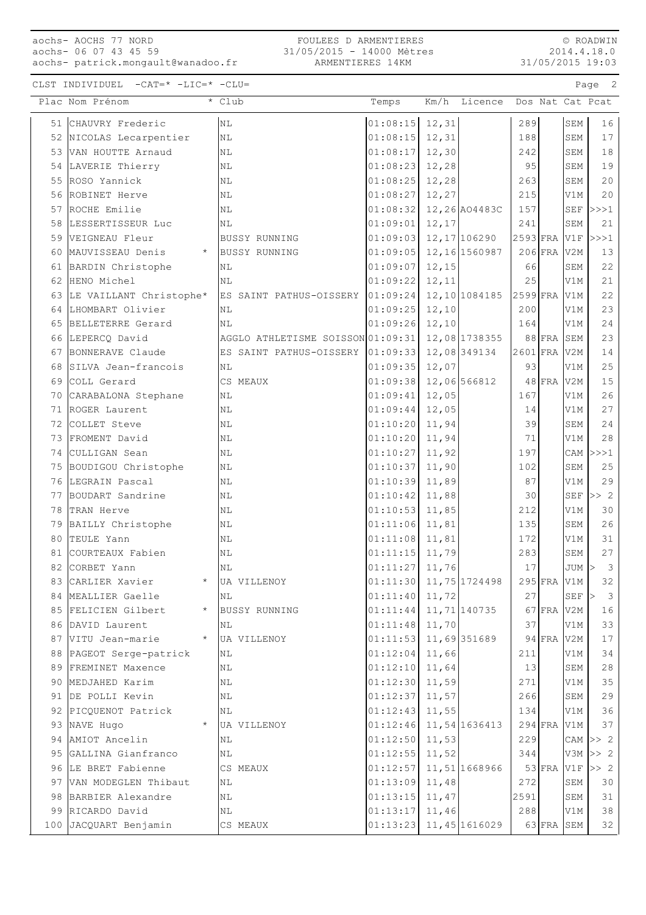CLST INDIVIDUEL -CAT=* -LIC=* -CLU=

| Plac | Nom Prénom | * | Club | Temps | Km/h | Licence | Dos | Nat | Cat | Pcat |
|---|---|---|---|---|---|---|---|---|---|---|
| 51 | CHAUVRY Frederic | | NL | 01:08:15 | 12,31 | | 289 | | SEM | 16 |
| 52 | NICOLAS Lecarpentier | | NL | 01:08:15 | 12,31 | | 188 | | SEM | 17 |
| 53 | VAN HOUTTE Arnaud | | NL | 01:08:17 | 12,30 | | 242 | | SEM | 18 |
| 54 | LAVERIE Thierry | | NL | 01:08:23 | 12,28 | | 95 | | SEM | 19 |
| 55 | ROSO Yannick | | NL | 01:08:25 | 12,28 | | 263 | | SEM | 20 |
| 56 | ROBINET Herve | | NL | 01:08:27 | 12,27 | | 215 | | V1M | 20 |
| 57 | ROCHE Emilie | | NL | 01:08:32 | 12,26 | AO4483C | 157 | | SEF | >>>1 |
| 58 | LESSERTISSEUR Luc | | NL | 01:09:01 | 12,17 | | 241 | | SEM | 21 |
| 59 | VEIGNEAU Fleur | | BUSSY RUNNING | 01:09:03 | 12,17 | 106290 | 2593 | FRA | V1F | >>>1 |
| 60 | MAUVISSEAU Denis | * | BUSSY RUNNING | 01:09:05 | 12,16 | 1560987 | 206 | FRA | V2M | 13 |
| 61 | BARDIN Christophe | | NL | 01:09:07 | 12,15 | | 66 | | SEM | 22 |
| 62 | HENO Michel | | NL | 01:09:22 | 12,11 | | 25 | | V1M | 21 |
| 63 | LE VAILLANT Christophe | * | ES SAINT PATHUS-OISSERY | 01:09:24 | 12,10 | 1084185 | 2599 | FRA | V1M | 22 |
| 64 | LHOMBART Olivier | | NL | 01:09:25 | 12,10 | | 200 | | V1M | 23 |
| 65 | BELLETERRE Gerard | | NL | 01:09:26 | 12,10 | | 164 | | V1M | 24 |
| 66 | LEPERCQ David | | AGGLO ATHLETISME SOISSON | 01:09:31 | 12,08 | 1738355 | 88 | FRA | SEM | 23 |
| 67 | BONNERAVE Claude | | ES SAINT PATHUS-OISSERY | 01:09:33 | 12,08 | 349134 | 2601 | FRA | V2M | 14 |
| 68 | SILVA Jean-francois | | NL | 01:09:35 | 12,07 | | 93 | | V1M | 25 |
| 69 | COLL Gerard | | CS MEAUX | 01:09:38 | 12,06 | 566812 | 48 | FRA | V2M | 15 |
| 70 | CARABALONA Stephane | | NL | 01:09:41 | 12,05 | | 167 | | V1M | 26 |
| 71 | ROGER Laurent | | NL | 01:09:44 | 12,05 | | 14 | | V1M | 27 |
| 72 | COLLET Steve | | NL | 01:10:20 | 11,94 | | 39 | | SEM | 24 |
| 73 | FROMENT David | | NL | 01:10:20 | 11,94 | | 71 | | V1M | 28 |
| 74 | CULLIGAN Sean | | NL | 01:10:27 | 11,92 | | 197 | | CAM | >>>1 |
| 75 | BOUDIGOU Christophe | | NL | 01:10:37 | 11,90 | | 102 | | SEM | 25 |
| 76 | LEGRAIN Pascal | | NL | 01:10:39 | 11,89 | | 87 | | V1M | 29 |
| 77 | BOUDART Sandrine | | NL | 01:10:42 | 11,88 | | 30 | | SEF | >> 2 |
| 78 | TRAN Herve | | NL | 01:10:53 | 11,85 | | 212 | | V1M | 30 |
| 79 | BAILLY Christophe | | NL | 01:11:06 | 11,81 | | 135 | | SEM | 26 |
| 80 | TEULE Yann | | NL | 01:11:08 | 11,81 | | 172 | | V1M | 31 |
| 81 | COURTEAUX Fabien | | NL | 01:11:15 | 11,79 | | 283 | | SEM | 27 |
| 82 | CORBET Yann | | NL | 01:11:27 | 11,76 | | 17 | | JUM | > 3 |
| 83 | CARLIER Xavier | * | UA VILLENOY | 01:11:30 | 11,75 | 1724498 | 295 | FRA | V1M | 32 |
| 84 | MEALLIER Gaelle | | NL | 01:11:40 | 11,72 | | 27 | | SEF | > 3 |
| 85 | FELICIEN Gilbert | * | BUSSY RUNNING | 01:11:44 | 11,71 | 140735 | 67 | FRA | V2M | 16 |
| 86 | DAVID Laurent | | NL | 01:11:48 | 11,70 | | 37 | | V1M | 33 |
| 87 | VITU Jean-marie | * | UA VILLENOY | 01:11:53 | 11,69 | 351689 | 94 | FRA | V2M | 17 |
| 88 | PAGEOT Serge-patrick | | NL | 01:12:04 | 11,66 | | 211 | | V1M | 34 |
| 89 | FREMINET Maxence | | NL | 01:12:10 | 11,64 | | 13 | | SEM | 28 |
| 90 | MEDJAHED Karim | | NL | 01:12:30 | 11,59 | | 271 | | V1M | 35 |
| 91 | DE POLLI Kevin | | NL | 01:12:37 | 11,57 | | 266 | | SEM | 29 |
| 92 | PICQUENOT Patrick | | NL | 01:12:43 | 11,55 | | 134 | | V1M | 36 |
| 93 | NAVE Hugo | * | UA VILLENOY | 01:12:46 | 11,54 | 1636413 | 294 | FRA | V1M | 37 |
| 94 | AMIOT Ancelin | | NL | 01:12:50 | 11,53 | | 229 | | CAM | >> 2 |
| 95 | GALLINA Gianfranco | | NL | 01:12:55 | 11,52 | | 344 | | V3M | >> 2 |
| 96 | LE BRET Fabienne | | CS MEAUX | 01:12:57 | 11,51 | 1668966 | 53 | FRA | V1F | >> 2 |
| 97 | VAN MODEGLEN Thibaut | | NL | 01:13:09 | 11,48 | | 272 | | SEM | 30 |
| 98 | BARBIER Alexandre | | NL | 01:13:15 | 11,47 | | 2591 | | SEM | 31 |
| 99 | RICARDO David | | NL | 01:13:17 | 11,46 | | 288 | | V1M | 38 |
| 100 | JACQUART Benjamin | | CS MEAUX | 01:13:23 | 11,45 | 1616029 | 63 | FRA | SEM | 32 |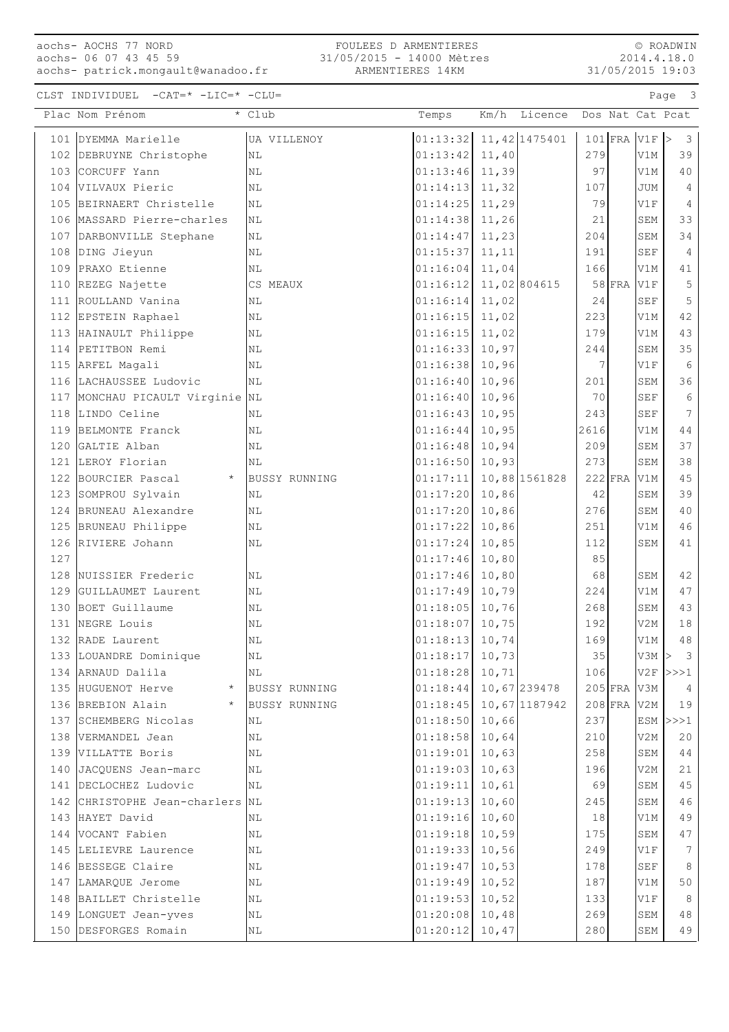CLST INDIVIDUEL -CAT=* -LIC=* -CLU=

| Plac | Nom Prénom | * | Club | Temps | Km/h | Licence | Dos | Nat | Cat | Pcat |
|---|---|---|---|---|---|---|---|---|---|---|
| 101 | DYEMMA Marielle | | UA VILLENOY | 01:13:32 | 11,42 | 1475401 | 101 | FRA | V1F | > 3 |
| 102 | DEBRUYNE Christophe | | NL | 01:13:42 | 11,40 | | 279 | | V1M | 39 |
| 103 | CORCUFF Yann | | NL | 01:13:46 | 11,39 | | 97 | | V1M | 40 |
| 104 | VILVAUX Pieric | | NL | 01:14:13 | 11,32 | | 107 | | JUM | 4 |
| 105 | BEIRNAERT Christelle | | NL | 01:14:25 | 11,29 | | 79 | | V1F | 4 |
| 106 | MASSARD Pierre-charles | | NL | 01:14:38 | 11,26 | | 21 | | SEM | 33 |
| 107 | DARBONVILLE Stephane | | NL | 01:14:47 | 11,23 | | 204 | | SEM | 34 |
| 108 | DING Jieyun | | NL | 01:15:37 | 11,11 | | 191 | | SEF | 4 |
| 109 | PRAXO Etienne | | NL | 01:16:04 | 11,04 | | 166 | | V1M | 41 |
| 110 | REZEG Najette | | CS MEAUX | 01:16:12 | 11,02 | 804615 | 58 | FRA | V1F | 5 |
| 111 | ROULLAND Vanina | | NL | 01:16:14 | 11,02 | | 24 | | SEF | 5 |
| 112 | EPSTEIN Raphael | | NL | 01:16:15 | 11,02 | | 223 | | V1M | 42 |
| 113 | HAINAULT Philippe | | NL | 01:16:15 | 11,02 | | 179 | | V1M | 43 |
| 114 | PETITBON Remi | | NL | 01:16:33 | 10,97 | | 244 | | SEM | 35 |
| 115 | ARFEL Magali | | NL | 01:16:38 | 10,96 | | 7 | | V1F | 6 |
| 116 | LACHAUSSEE Ludovic | | NL | 01:16:40 | 10,96 | | 201 | | SEM | 36 |
| 117 | MONCHAU PICAULT Virginie | | NL | 01:16:40 | 10,96 | | 70 | | SEF | 6 |
| 118 | LINDO Celine | | NL | 01:16:43 | 10,95 | | 243 | | SEF | 7 |
| 119 | BELMONTE Franck | | NL | 01:16:44 | 10,95 | | 2616 | | V1M | 44 |
| 120 | GALTIE Alban | | NL | 01:16:48 | 10,94 | | 209 | | SEM | 37 |
| 121 | LEROY Florian | | NL | 01:16:50 | 10,93 | | 273 | | SEM | 38 |
| 122 | BOURCIER Pascal | * | BUSSY RUNNING | 01:17:11 | 10,88 | 1561828 | 222 | FRA | V1M | 45 |
| 123 | SOMPROU Sylvain | | NL | 01:17:20 | 10,86 | | 42 | | SEM | 39 |
| 124 | BRUNEAU Alexandre | | NL | 01:17:20 | 10,86 | | 276 | | SEM | 40 |
| 125 | BRUNEAU Philippe | | NL | 01:17:22 | 10,86 | | 251 | | V1M | 46 |
| 126 | RIVIERE Johann | | NL | 01:17:24 | 10,85 | | 112 | | SEM | 41 |
| 127 | | | | 01:17:46 | 10,80 | | 85 | | | |
| 128 | NUISSIER Frederic | | NL | 01:17:46 | 10,80 | | 68 | | SEM | 42 |
| 129 | GUILLAUMET Laurent | | NL | 01:17:49 | 10,79 | | 224 | | V1M | 47 |
| 130 | BOET Guillaume | | NL | 01:18:05 | 10,76 | | 268 | | SEM | 43 |
| 131 | NEGRE Louis | | NL | 01:18:07 | 10,75 | | 192 | | V2M | 18 |
| 132 | RADE Laurent | | NL | 01:18:13 | 10,74 | | 169 | | V1M | 48 |
| 133 | LOUANDRE Dominique | | NL | 01:18:17 | 10,73 | | 35 | | V3M | > 3 |
| 134 | ARNAUD Dalila | | NL | 01:18:28 | 10,71 | | 106 | | V2F | >>>1 |
| 135 | HUGUENOT Herve | * | BUSSY RUNNING | 01:18:44 | 10,67 | 239478 | 205 | FRA | V3M | 4 |
| 136 | BREBION Alain | * | BUSSY RUNNING | 01:18:45 | 10,67 | 1187942 | 208 | FRA | V2M | 19 |
| 137 | SCHEMBERG Nicolas | | NL | 01:18:50 | 10,66 | | 237 | | ESM | >>>1 |
| 138 | VERMANDEL Jean | | NL | 01:18:58 | 10,64 | | 210 | | V2M | 20 |
| 139 | VILLATTE Boris | | NL | 01:19:01 | 10,63 | | 258 | | SEM | 44 |
| 140 | JACQUENS Jean-marc | | NL | 01:19:03 | 10,63 | | 196 | | V2M | 21 |
| 141 | DECLOCHEZ Ludovic | | NL | 01:19:11 | 10,61 | | 69 | | SEM | 45 |
| 142 | CHRISTOPHE Jean-charlers | | NL | 01:19:13 | 10,60 | | 245 | | SEM | 46 |
| 143 | HAYET David | | NL | 01:19:16 | 10,60 | | 18 | | V1M | 49 |
| 144 | VOCANT Fabien | | NL | 01:19:18 | 10,59 | | 175 | | SEM | 47 |
| 145 | LELIEVRE Laurence | | NL | 01:19:33 | 10,56 | | 249 | | V1F | 7 |
| 146 | BESSEGE Claire | | NL | 01:19:47 | 10,53 | | 178 | | SEF | 8 |
| 147 | LAMARQUE Jerome | | NL | 01:19:49 | 10,52 | | 187 | | V1M | 50 |
| 148 | BAILLET Christelle | | NL | 01:19:53 | 10,52 | | 133 | | V1F | 8 |
| 149 | LONGUET Jean-yves | | NL | 01:20:08 | 10,48 | | 269 | | SEM | 48 |
| 150 | DESFORGES Romain | | NL | 01:20:12 | 10,47 | | 280 | | SEM | 49 |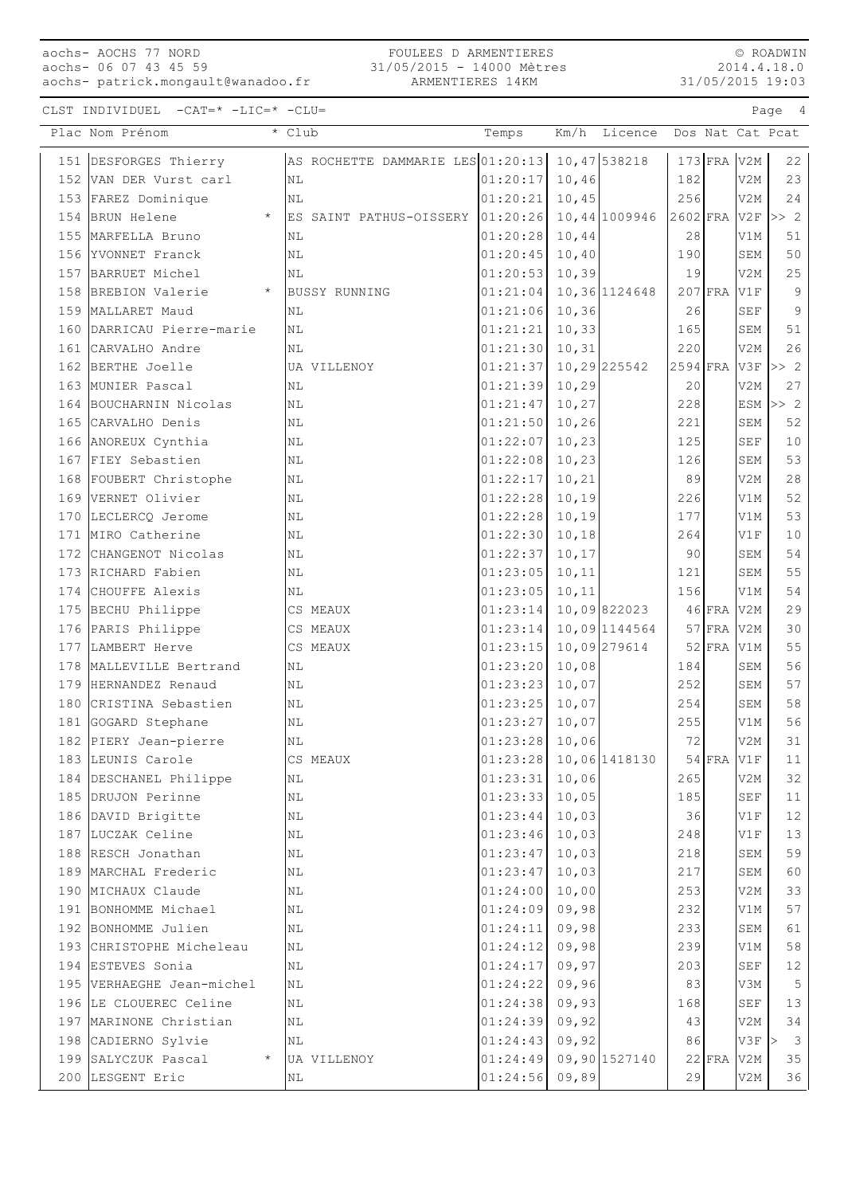aochs- AOCHS 77 NORD
aochs- 06 07 43 45 59
aochs- patrick.mongault@wanadoo.fr

FOULEES D ARMENTIERES
31/05/2015 - 14000 Mètres
ARMENTIERES 14KM

© ROADWIN
2014.4.18.0
31/05/2015 19:03

CLST INDIVIDUEL -CAT=* -LIC=* -CLU=

| Plac | Nom Prénom | * | Club | Temps | Km/h | Licence | Dos | Nat | Cat | Pcat |
|---|---|---|---|---|---|---|---|---|---|---|
| 151 | DESFORGES Thierry | | AS ROCHETTE DAMMARIE LES | 01:20:13 | 10,47 | 538218 | 173 | FRA | V2M | 22 |
| 152 | VAN DER Vurst carl | | NL | 01:20:17 | 10,46 | | 182 | | V2M | 23 |
| 153 | FAREZ Dominique | | NL | 01:20:21 | 10,45 | | 256 | | V2M | 24 |
| 154 | BRUN Helene | * | ES SAINT PATHUS-OISSERY | 01:20:26 | 10,44 | 1009946 | 2602 | FRA | V2F | >> 2 |
| 155 | MARFELLA Bruno | | NL | 01:20:28 | 10,44 | | 28 | | V1M | 51 |
| 156 | YVONNET Franck | | NL | 01:20:45 | 10,40 | | 190 | | SEM | 50 |
| 157 | BARRUET Michel | | NL | 01:20:53 | 10,39 | | 19 | | V2M | 25 |
| 158 | BREBION Valerie | * | BUSSY RUNNING | 01:21:04 | 10,36 | 1124648 | 207 | FRA | V1F | 9 |
| 159 | MALLARET Maud | | NL | 01:21:06 | 10,36 | | 26 | | SEF | 9 |
| 160 | DARRICAU Pierre-marie | | NL | 01:21:21 | 10,33 | | 165 | | SEM | 51 |
| 161 | CARVALHO Andre | | NL | 01:21:30 | 10,31 | | 220 | | V2M | 26 |
| 162 | BERTHE Joelle | | UA VILLENOY | 01:21:37 | 10,29 | 225542 | 2594 | FRA | V3F | >> 2 |
| 163 | MUNIER Pascal | | NL | 01:21:39 | 10,29 | | 20 | | V2M | 27 |
| 164 | BOUCHARNIN Nicolas | | NL | 01:21:47 | 10,27 | | 228 | | ESM | >> 2 |
| 165 | CARVALHO Denis | | NL | 01:21:50 | 10,26 | | 221 | | SEM | 52 |
| 166 | ANOREUX Cynthia | | NL | 01:22:07 | 10,23 | | 125 | | SEF | 10 |
| 167 | FIEY Sebastien | | NL | 01:22:08 | 10,23 | | 126 | | SEM | 53 |
| 168 | FOUBERT Christophe | | NL | 01:22:17 | 10,21 | | 89 | | V2M | 28 |
| 169 | VERNET Olivier | | NL | 01:22:28 | 10,19 | | 226 | | V1M | 52 |
| 170 | LECLERCQ Jerome | | NL | 01:22:28 | 10,19 | | 177 | | V1M | 53 |
| 171 | MIRO Catherine | | NL | 01:22:30 | 10,18 | | 264 | | V1F | 10 |
| 172 | CHANGENOT Nicolas | | NL | 01:22:37 | 10,17 | | 90 | | SEM | 54 |
| 173 | RICHARD Fabien | | NL | 01:23:05 | 10,11 | | 121 | | SEM | 55 |
| 174 | CHOUFFE Alexis | | NL | 01:23:05 | 10,11 | | 156 | | V1M | 54 |
| 175 | BECHU Philippe | | CS MEAUX | 01:23:14 | 10,09 | 822023 | 46 | FRA | V2M | 29 |
| 176 | PARIS Philippe | | CS MEAUX | 01:23:14 | 10,09 | 1144564 | 57 | FRA | V2M | 30 |
| 177 | LAMBERT Herve | | CS MEAUX | 01:23:15 | 10,09 | 279614 | 52 | FRA | V1M | 55 |
| 178 | MALLEVILLE Bertrand | | NL | 01:23:20 | 10,08 | | 184 | | SEM | 56 |
| 179 | HERNANDEZ Renaud | | NL | 01:23:23 | 10,07 | | 252 | | SEM | 57 |
| 180 | CRISTINA Sebastien | | NL | 01:23:25 | 10,07 | | 254 | | SEM | 58 |
| 181 | GOGARD Stephane | | NL | 01:23:27 | 10,07 | | 255 | | V1M | 56 |
| 182 | PIERY Jean-pierre | | NL | 01:23:28 | 10,06 | | 72 | | V2M | 31 |
| 183 | LEUNIS Carole | | CS MEAUX | 01:23:28 | 10,06 | 1418130 | 54 | FRA | V1F | 11 |
| 184 | DESCHANEL Philippe | | NL | 01:23:31 | 10,06 | | 265 | | V2M | 32 |
| 185 | DRUJON Perinne | | NL | 01:23:33 | 10,05 | | 185 | | SEF | 11 |
| 186 | DAVID Brigitte | | NL | 01:23:44 | 10,03 | | 36 | | V1F | 12 |
| 187 | LUCZAK Celine | | NL | 01:23:46 | 10,03 | | 248 | | V1F | 13 |
| 188 | RESCH Jonathan | | NL | 01:23:47 | 10,03 | | 218 | | SEM | 59 |
| 189 | MARCHAL Frederic | | NL | 01:23:47 | 10,03 | | 217 | | SEM | 60 |
| 190 | MICHAUX Claude | | NL | 01:24:00 | 10,00 | | 253 | | V2M | 33 |
| 191 | BONHOMME Michael | | NL | 01:24:09 | 09,98 | | 232 | | V1M | 57 |
| 192 | BONHOMME Julien | | NL | 01:24:11 | 09,98 | | 233 | | SEM | 61 |
| 193 | CHRISTOPHE Micheleau | | NL | 01:24:12 | 09,98 | | 239 | | V1M | 58 |
| 194 | ESTEVES Sonia | | NL | 01:24:17 | 09,97 | | 203 | | SEF | 12 |
| 195 | VERHAEGHE Jean-michel | | NL | 01:24:22 | 09,96 | | 83 | | V3M | 5 |
| 196 | LE CLOUEREC Celine | | NL | 01:24:38 | 09,93 | | 168 | | SEF | 13 |
| 197 | MARINONE Christian | | NL | 01:24:39 | 09,92 | | 43 | | V2M | 34 |
| 198 | CADIERNO Sylvie | | NL | 01:24:43 | 09,92 | | 86 | | V3F | > 3 |
| 199 | SALYCZUK Pascal | * | UA VILLENOY | 01:24:49 | 09,90 | 1527140 | 22 | FRA | V2M | 35 |
| 200 | LESGENT Eric | | NL | 01:24:56 | 09,89 | | 29 | | V2M | 36 |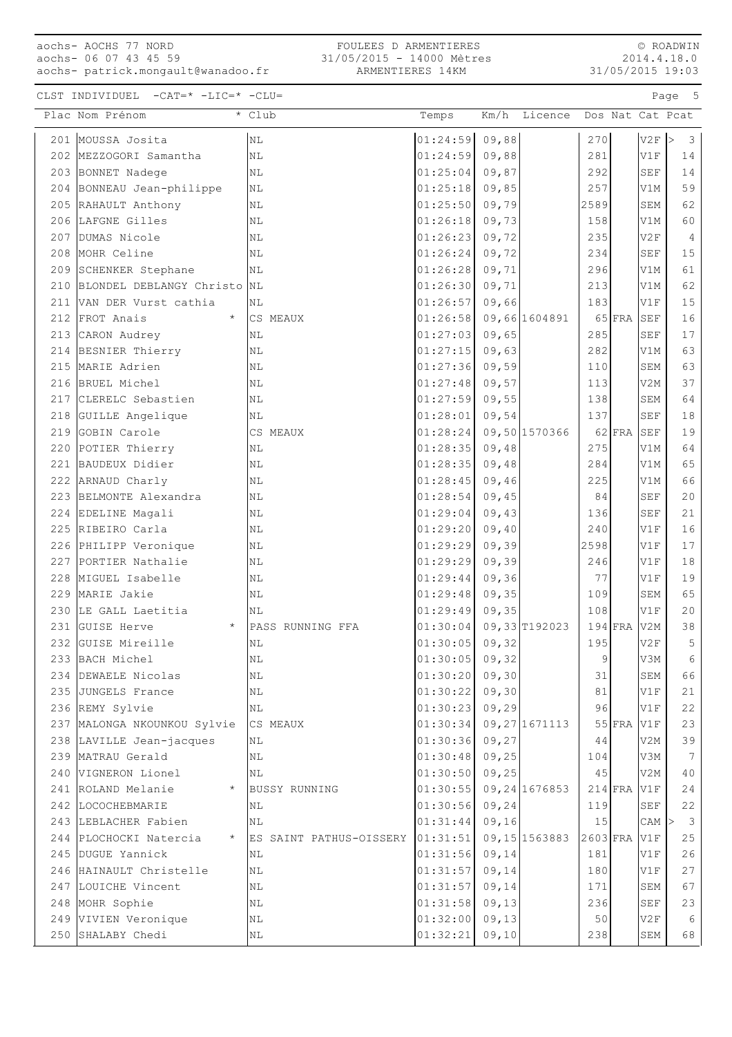CLST INDIVIDUEL -CAT=* -LIC=* -CLU=

| Plac | Nom Prénom | * | Club | Temps | Km/h | Licence | Dos | Nat | Cat | | Pcat |
|---|---|---|---|---|---|---|---|---|---|---|---|
| 201 | MOUSSA Josita | | NL | 01:24:59 | 09,88 | | 270 | | V2F | > | 3 |
| 202 | MEZZOGORI Samantha | | NL | 01:24:59 | 09,88 | | 281 | | V1F | | 14 |
| 203 | BONNET Nadege | | NL | 01:25:04 | 09,87 | | 292 | | SEF | | 14 |
| 204 | BONNEAU Jean-philippe | | NL | 01:25:18 | 09,85 | | 257 | | V1M | | 59 |
| 205 | RAHAULT Anthony | | NL | 01:25:50 | 09,79 | | 2589 | | SEM | | 62 |
| 206 | LAFGNE Gilles | | NL | 01:26:18 | 09,73 | | 158 | | V1M | | 60 |
| 207 | DUMAS Nicole | | NL | 01:26:23 | 09,72 | | 235 | | V2F | | 4 |
| 208 | MOHR Celine | | NL | 01:26:24 | 09,72 | | 234 | | SEF | | 15 |
| 209 | SCHENKER Stephane | | NL | 01:26:28 | 09,71 | | 296 | | V1M | | 61 |
| 210 | BLONDEL DEBLANGY Christo | | NL | 01:26:30 | 09,71 | | 213 | | V1M | | 62 |
| 211 | VAN DER Vurst cathia | | NL | 01:26:57 | 09,66 | | 183 | | V1F | | 15 |
| 212 | FROT Anais | * | CS MEAUX | 01:26:58 | 09,66 | 1604891 | 65 | FRA | SEF | | 16 |
| 213 | CARON Audrey | | NL | 01:27:03 | 09,65 | | 285 | | SEF | | 17 |
| 214 | BESNIER Thierry | | NL | 01:27:15 | 09,63 | | 282 | | V1M | | 63 |
| 215 | MARIE Adrien | | NL | 01:27:36 | 09,59 | | 110 | | SEM | | 63 |
| 216 | BRUEL Michel | | NL | 01:27:48 | 09,57 | | 113 | | V2M | | 37 |
| 217 | CLERELC Sebastien | | NL | 01:27:59 | 09,55 | | 138 | | SEM | | 64 |
| 218 | GUILLE Angelique | | NL | 01:28:01 | 09,54 | | 137 | | SEF | | 18 |
| 219 | GOBIN Carole | | CS MEAUX | 01:28:24 | 09,50 | 1570366 | 62 | FRA | SEF | | 19 |
| 220 | POTIER Thierry | | NL | 01:28:35 | 09,48 | | 275 | | V1M | | 64 |
| 221 | BAUDEUX Didier | | NL | 01:28:35 | 09,48 | | 284 | | V1M | | 65 |
| 222 | ARNAUD Charly | | NL | 01:28:45 | 09,46 | | 225 | | V1M | | 66 |
| 223 | BELMONTE Alexandra | | NL | 01:28:54 | 09,45 | | 84 | | SEF | | 20 |
| 224 | EDELINE Magali | | NL | 01:29:04 | 09,43 | | 136 | | SEF | | 21 |
| 225 | RIBEIRO Carla | | NL | 01:29:20 | 09,40 | | 240 | | V1F | | 16 |
| 226 | PHILIPP Veronique | | NL | 01:29:29 | 09,39 | | 2598 | | V1F | | 17 |
| 227 | PORTIER Nathalie | | NL | 01:29:29 | 09,39 | | 246 | | V1F | | 18 |
| 228 | MIGUEL Isabelle | | NL | 01:29:44 | 09,36 | | 77 | | V1F | | 19 |
| 229 | MARIE Jakie | | NL | 01:29:48 | 09,35 | | 109 | | SEM | | 65 |
| 230 | LE GALL Laetitia | | NL | 01:29:49 | 09,35 | | 108 | | V1F | | 20 |
| 231 | GUISE Herve | * | PASS RUNNING FFA | 01:30:04 | 09,33 | T192023 | 194 | FRA | V2M | | 38 |
| 232 | GUISE Mireille | | NL | 01:30:05 | 09,32 | | 195 | | V2F | | 5 |
| 233 | BACH Michel | | NL | 01:30:05 | 09,32 | | 9 | | V3M | | 6 |
| 234 | DEWAELE Nicolas | | NL | 01:30:20 | 09,30 | | 31 | | SEM | | 66 |
| 235 | JUNGELS France | | NL | 01:30:22 | 09,30 | | 81 | | V1F | | 21 |
| 236 | REMY Sylvie | | NL | 01:30:23 | 09,29 | | 96 | | V1F | | 22 |
| 237 | MALONGA NKOUNKOU Sylvie | | CS MEAUX | 01:30:34 | 09,27 | 1671113 | 55 | FRA | V1F | | 23 |
| 238 | LAVILLE Jean-jacques | | NL | 01:30:36 | 09,27 | | 44 | | V2M | | 39 |
| 239 | MATRAU Gerald | | NL | 01:30:48 | 09,25 | | 104 | | V3M | | 7 |
| 240 | VIGNERON Lionel | | NL | 01:30:50 | 09,25 | | 45 | | V2M | | 40 |
| 241 | ROLAND Melanie | * | BUSSY RUNNING | 01:30:55 | 09,24 | 1676853 | 214 | FRA | V1F | | 24 |
| 242 | LOCOCHEBMARIE | | NL | 01:30:56 | 09,24 | | 119 | | SEF | | 22 |
| 243 | LEBLACHER Fabien | | NL | 01:31:44 | 09,16 | | 15 | | CAM | > | 3 |
| 244 | PLOCHOCKI Natercia | * | ES SAINT PATHUS-OISSERY | 01:31:51 | 09,15 | 1563883 | 2603 | FRA | V1F | | 25 |
| 245 | DUGUE Yannick | | NL | 01:31:56 | 09,14 | | 181 | | V1F | | 26 |
| 246 | HAINAULT Christelle | | NL | 01:31:57 | 09,14 | | 180 | | V1F | | 27 |
| 247 | LOUICHE Vincent | | NL | 01:31:57 | 09,14 | | 171 | | SEM | | 67 |
| 248 | MOHR Sophie | | NL | 01:31:58 | 09,13 | | 236 | | SEF | | 23 |
| 249 | VIVIEN Veronique | | NL | 01:32:00 | 09,13 | | 50 | | V2F | | 6 |
| 250 | SHALABY Chedi | | NL | 01:32:21 | 09,10 | | 238 | | SEM | | 68 |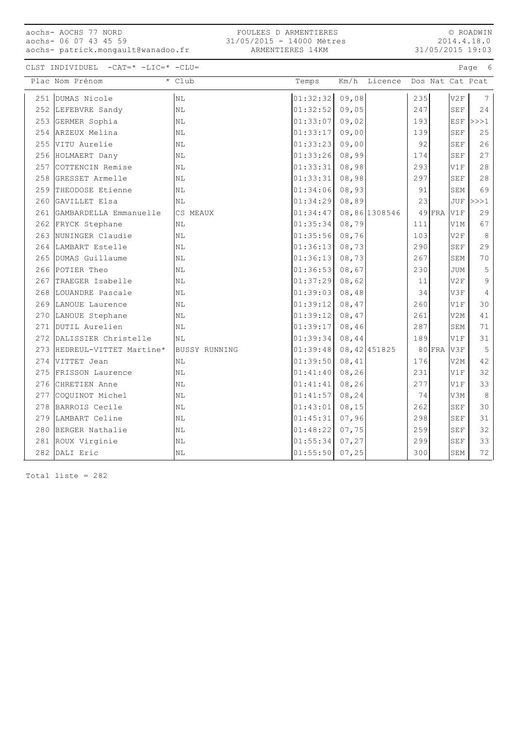aochs- AOCHS 77 NORD
aochs- 06 07 43 45 59
aochs- patrick.mongault@wanadoo.fr

FOULEES D ARMENTIERES
31/05/2015 - 14000 Mètres
ARMENTIERES 14KM

© ROADWIN
2014.4.18.0
31/05/2015 19:03

CLST INDIVIDUEL -CAT=* -LIC=* -CLU=

| Plac | Nom Prénom | * Club | Temps | Km/h | Licence | Dos | Nat | Cat | Pcat |
|---|---|---|---|---|---|---|---|---|---|
| 251 | DUMAS Nicole | NL | 01:32:32 | 09,08 | | 235 | | V2F | 7 |
| 252 | LEFEBVRE Sandy | NL | 01:32:52 | 09,05 | | 247 | | SEF | 24 |
| 253 | GERMER Sophia | NL | 01:33:07 | 09,02 | | 193 | | ESF | >>>1 |
| 254 | ARZEUX Melina | NL | 01:33:17 | 09,00 | | 139 | | SEF | 25 |
| 255 | VITU Aurelie | NL | 01:33:23 | 09,00 | | 92 | | SEF | 26 |
| 256 | HOLMAERT Dany | NL | 01:33:26 | 08,99 | | 174 | | SEF | 27 |
| 257 | COTTENCIN Remise | NL | 01:33:31 | 08,98 | | 293 | | V1F | 28 |
| 258 | GRESSET Armelle | NL | 01:33:31 | 08,98 | | 297 | | SEF | 28 |
| 259 | THEODOSE Etienne | NL | 01:34:06 | 08,93 | | 91 | | SEM | 69 |
| 260 | GAVILLET Elsa | NL | 01:34:29 | 08,89 | | 23 | | JUF | >>>1 |
| 261 | GAMBARDELLA Emmanuelle | CS MEAUX | 01:34:47 | 08,86 | 1308546 | 49 | FRA | V1F | 29 |
| 262 | FRYCK Stephane | NL | 01:35:34 | 08,79 | | 111 | | V1M | 67 |
| 263 | NUNINGER Claudie | NL | 01:35:56 | 08,76 | | 103 | | V2F | 8 |
| 264 | LAMBART Estelle | NL | 01:36:13 | 08,73 | | 290 | | SEF | 29 |
| 265 | DUMAS Guillaume | NL | 01:36:13 | 08,73 | | 267 | | SEM | 70 |
| 266 | POTIER Theo | NL | 01:36:53 | 08,67 | | 230 | | JUM | 5 |
| 267 | TRAEGER Isabelle | NL | 01:37:29 | 08,62 | | 11 | | V2F | 9 |
| 268 | LOUANDRE Pascale | NL | 01:39:03 | 08,48 | | 34 | | V3F | 4 |
| 269 | LANOUE Laurence | NL | 01:39:12 | 08,47 | | 260 | | V1F | 30 |
| 270 | LANOUE Stephane | NL | 01:39:12 | 08,47 | | 261 | | V2M | 41 |
| 271 | DUTIL Aurelien | NL | 01:39:17 | 08,46 | | 287 | | SEM | 71 |
| 272 | DALISSIER Christelle | NL | 01:39:34 | 08,44 | | 189 | | V1F | 31 |
| 273 | HEDREUL-VITTET Martine* | BUSSY RUNNING | 01:39:48 | 08,42 | 451825 | 80 | FRA | V3F | 5 |
| 274 | VITTET Jean | NL | 01:39:50 | 08,41 | | 176 | | V2M | 42 |
| 275 | FRISSON Laurence | NL | 01:41:40 | 08,26 | | 231 | | V1F | 32 |
| 276 | CHRETIEN Anne | NL | 01:41:41 | 08,26 | | 277 | | V1F | 33 |
| 277 | COQUINOT Michel | NL | 01:41:57 | 08,24 | | 74 | | V3M | 8 |
| 278 | BARROIS Cecile | NL | 01:43:01 | 08,15 | | 262 | | SEF | 30 |
| 279 | LAMBART Celine | NL | 01:45:31 | 07,96 | | 298 | | SEF | 31 |
| 280 | BERGER Nathalie | NL | 01:48:22 | 07,75 | | 259 | | SEF | 32 |
| 281 | ROUX Virginie | NL | 01:55:34 | 07,27 | | 299 | | SEF | 33 |
| 282 | DALI Eric | NL | 01:55:50 | 07,25 | | 300 | | SEM | 72 |

Total liste = 282